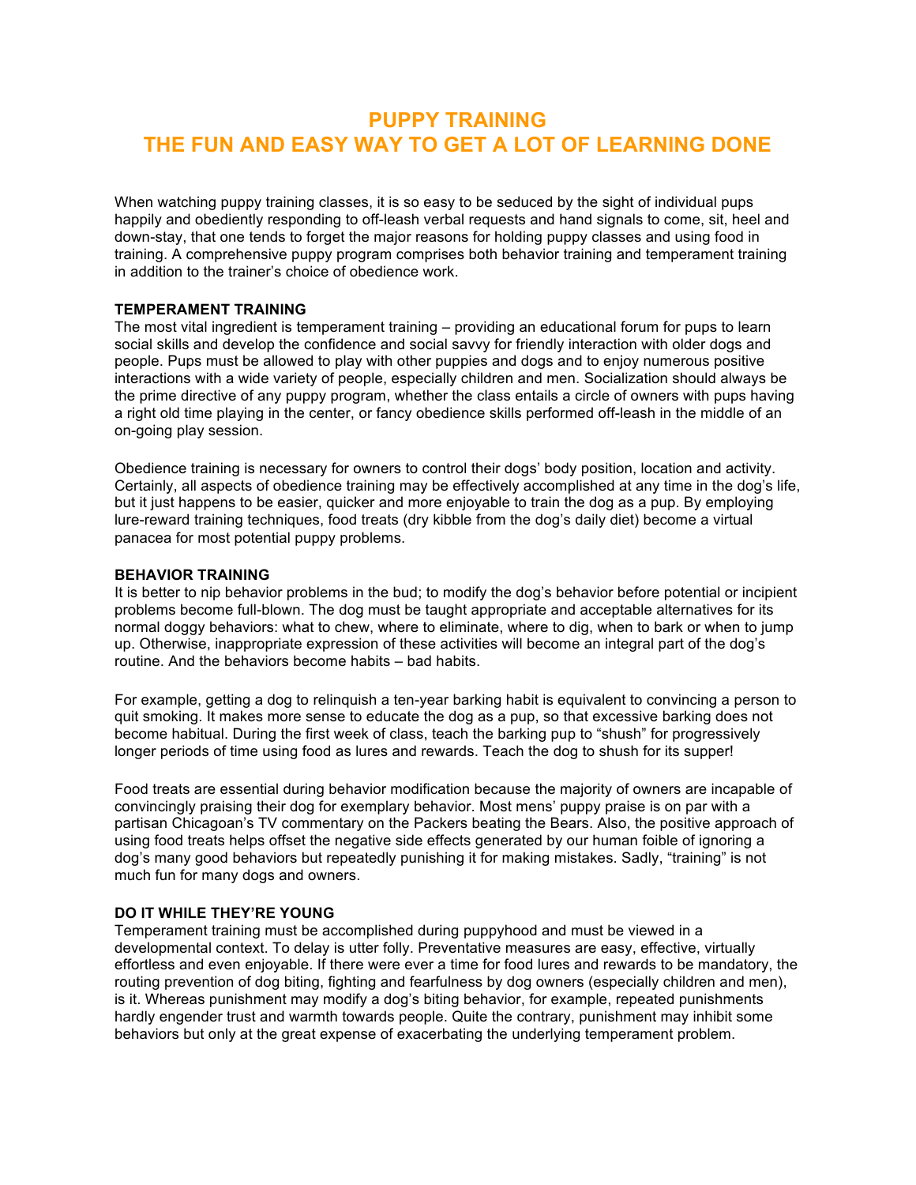# PUPPY TRAINING
# THE FUN AND EASY WAY TO GET A LOT OF LEARNING DONE

When watching puppy training classes, it is so easy to be seduced by the sight of individual pups happily and obediently responding to off-leash verbal requests and hand signals to come, sit, heel and down-stay, that one tends to forget the major reasons for holding puppy classes and using food in training. A comprehensive puppy program comprises both behavior training and temperament training in addition to the trainer's choice of obedience work.

**TEMPERAMENT TRAINING**

The most vital ingredient is temperament training – providing an educational forum for pups to learn social skills and develop the confidence and social savvy for friendly interaction with older dogs and people. Pups must be allowed to play with other puppies and dogs and to enjoy numerous positive interactions with a wide variety of people, especially children and men. Socialization should always be the prime directive of any puppy program, whether the class entails a circle of owners with pups having a right old time playing in the center, or fancy obedience skills performed off-leash in the middle of an on-going play session.

Obedience training is necessary for owners to control their dogs' body position, location and activity. Certainly, all aspects of obedience training may be effectively accomplished at any time in the dog's life, but it just happens to be easier, quicker and more enjoyable to train the dog as a pup. By employing lure-reward training techniques, food treats (dry kibble from the dog's daily diet) become a virtual panacea for most potential puppy problems.

**BEHAVIOR TRAINING**

It is better to nip behavior problems in the bud; to modify the dog's behavior before potential or incipient problems become full-blown. The dog must be taught appropriate and acceptable alternatives for its normal doggy behaviors: what to chew, where to eliminate, where to dig, when to bark or when to jump up. Otherwise, inappropriate expression of these activities will become an integral part of the dog's routine. And the behaviors become habits – bad habits.

For example, getting a dog to relinquish a ten-year barking habit is equivalent to convincing a person to quit smoking. It makes more sense to educate the dog as a pup, so that excessive barking does not become habitual. During the first week of class, teach the barking pup to "shush" for progressively longer periods of time using food as lures and rewards. Teach the dog to shush for its supper!

Food treats are essential during behavior modification because the majority of owners are incapable of convincingly praising their dog for exemplary behavior. Most mens' puppy praise is on par with a partisan Chicagoan's TV commentary on the Packers beating the Bears. Also, the positive approach of using food treats helps offset the negative side effects generated by our human foible of ignoring a dog's many good behaviors but repeatedly punishing it for making mistakes. Sadly, "training" is not much fun for many dogs and owners.

**DO IT WHILE THEY'RE YOUNG**

Temperament training must be accomplished during puppyhood and must be viewed in a developmental context. To delay is utter folly. Preventative measures are easy, effective, virtually effortless and even enjoyable. If there were ever a time for food lures and rewards to be mandatory, the routing prevention of dog biting, fighting and fearfulness by dog owners (especially children and men), is it. Whereas punishment may modify a dog's biting behavior, for example, repeated punishments hardly engender trust and warmth towards people. Quite the contrary, punishment may inhibit some behaviors but only at the great expense of exacerbating the underlying temperament problem.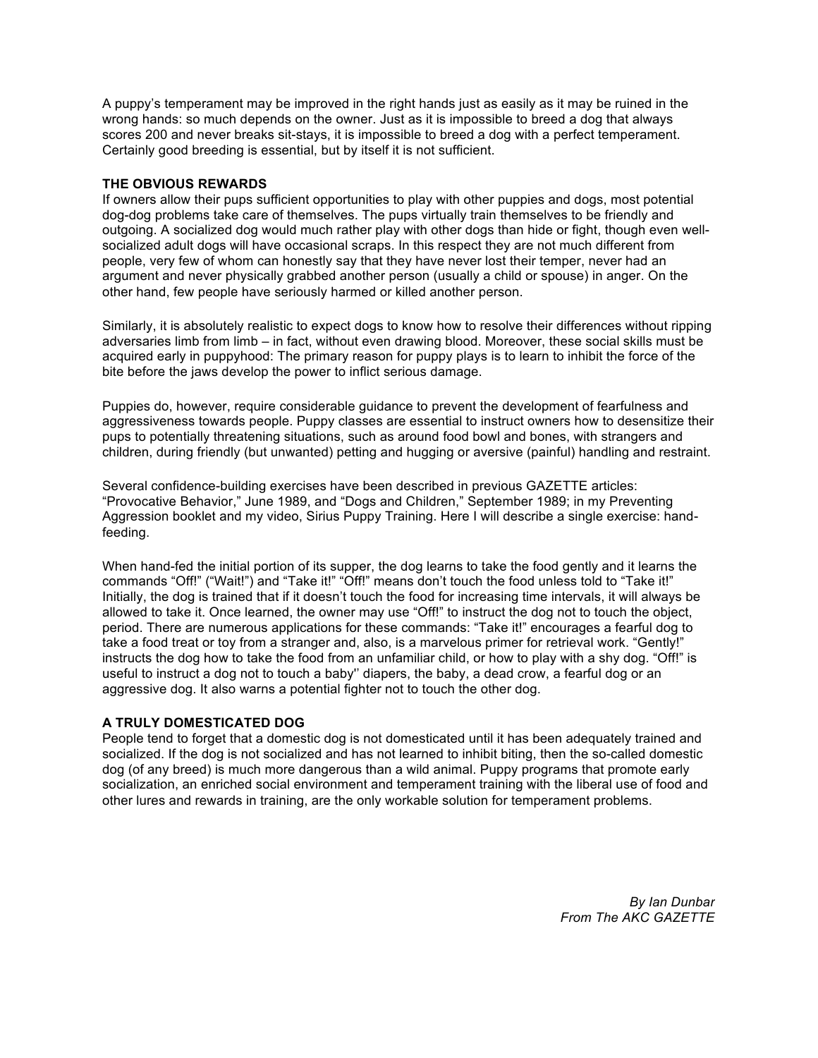A puppy's temperament may be improved in the right hands just as easily as it may be ruined in the wrong hands: so much depends on the owner. Just as it is impossible to breed a dog that always scores 200 and never breaks sit-stays, it is impossible to breed a dog with a perfect temperament. Certainly good breeding is essential, but by itself it is not sufficient.

**THE OBVIOUS REWARDS**

If owners allow their pups sufficient opportunities to play with other puppies and dogs, most potential dog-dog problems take care of themselves. The pups virtually train themselves to be friendly and outgoing. A socialized dog would much rather play with other dogs than hide or fight, though even well-socialized adult dogs will have occasional scraps. In this respect they are not much different from people, very few of whom can honestly say that they have never lost their temper, never had an argument and never physically grabbed another person (usually a child or spouse) in anger. On the other hand, few people have seriously harmed or killed another person.

Similarly, it is absolutely realistic to expect dogs to know how to resolve their differences without ripping adversaries limb from limb – in fact, without even drawing blood. Moreover, these social skills must be acquired early in puppyhood: The primary reason for puppy plays is to learn to inhibit the force of the bite before the jaws develop the power to inflict serious damage.

Puppies do, however, require considerable guidance to prevent the development of fearfulness and aggressiveness towards people. Puppy classes are essential to instruct owners how to desensitize their pups to potentially threatening situations, such as around food bowl and bones, with strangers and children, during friendly (but unwanted) petting and hugging or aversive (painful) handling and restraint.

Several confidence-building exercises have been described in previous GAZETTE articles: "Provocative Behavior," June 1989, and "Dogs and Children," September 1989; in my Preventing Aggression booklet and my video, Sirius Puppy Training. Here I will describe a single exercise: hand-feeding.

When hand-fed the initial portion of its supper, the dog learns to take the food gently and it learns the commands "Off!" ("Wait!") and "Take it!" "Off!" means don't touch the food unless told to "Take it!" Initially, the dog is trained that if it doesn't touch the food for increasing time intervals, it will always be allowed to take it. Once learned, the owner may use "Off!" to instruct the dog not to touch the object, period. There are numerous applications for these commands: "Take it!" encourages a fearful dog to take a food treat or toy from a stranger and, also, is a marvelous primer for retrieval work. "Gently!" instructs the dog how to take the food from an unfamiliar child, or how to play with a shy dog. "Off!" is useful to instruct a dog not to touch a baby'' diapers, the baby, a dead crow, a fearful dog or an aggressive dog. It also warns a potential fighter not to touch the other dog.

**A TRULY DOMESTICATED DOG**

People tend to forget that a domestic dog is not domesticated until it has been adequately trained and socialized. If the dog is not socialized and has not learned to inhibit biting, then the so-called domestic dog (of any breed) is much more dangerous than a wild animal. Puppy programs that promote early socialization, an enriched social environment and temperament training with the liberal use of food and other lures and rewards in training, are the only workable solution for temperament problems.

*By Ian Dunbar*
*From The AKC GAZETTE*